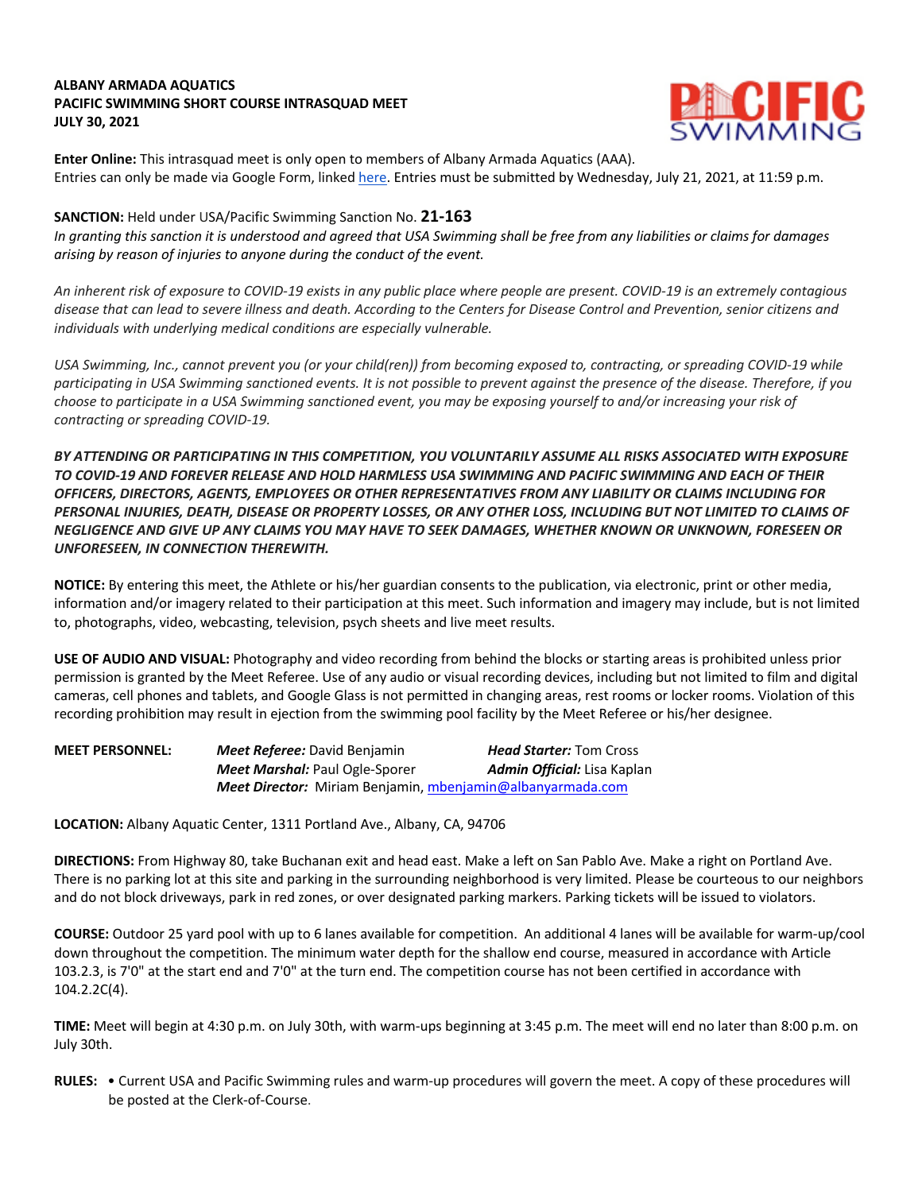**ALBANY ARMADA AQUATICS**
**PACIFIC SWIMMING SHORT COURSE INTRASQUAD MEET**
**JULY 30, 2021**

**Enter Online:** This intrasquad meet is only open to members of Albany Armada Aquatics (AAA).
Entries can only be made via Google Form, linked here. Entries must be submitted by Wednesday, July 21, 2021, at 11:59 p.m.

**SANCTION:** Held under USA/Pacific Swimming Sanction No. **21-163**
*In granting this sanction it is understood and agreed that USA Swimming shall be free from any liabilities or claims for damages arising by reason of injuries to anyone during the conduct of the event.*

*An inherent risk of exposure to COVID-19 exists in any public place where people are present. COVID-19 is an extremely contagious disease that can lead to severe illness and death. According to the Centers for Disease Control and Prevention, senior citizens and individuals with underlying medical conditions are especially vulnerable.*

*USA Swimming, Inc., cannot prevent you (or your child(ren)) from becoming exposed to, contracting, or spreading COVID-19 while participating in USA Swimming sanctioned events. It is not possible to prevent against the presence of the disease. Therefore, if you choose to participate in a USA Swimming sanctioned event, you may be exposing yourself to and/or increasing your risk of contracting or spreading COVID-19.*

***BY ATTENDING OR PARTICIPATING IN THIS COMPETITION, YOU VOLUNTARILY ASSUME ALL RISKS ASSOCIATED WITH EXPOSURE TO COVID-19 AND FOREVER RELEASE AND HOLD HARMLESS USA SWIMMING AND PACIFIC SWIMMING AND EACH OF THEIR OFFICERS, DIRECTORS, AGENTS, EMPLOYEES OR OTHER REPRESENTATIVES FROM ANY LIABILITY OR CLAIMS INCLUDING FOR PERSONAL INJURIES, DEATH, DISEASE OR PROPERTY LOSSES, OR ANY OTHER LOSS, INCLUDING BUT NOT LIMITED TO CLAIMS OF NEGLIGENCE AND GIVE UP ANY CLAIMS YOU MAY HAVE TO SEEK DAMAGES, WHETHER KNOWN OR UNKNOWN, FORESEEN OR UNFORESEEN, IN CONNECTION THEREWITH.***

**NOTICE:** By entering this meet, the Athlete or his/her guardian consents to the publication, via electronic, print or other media, information and/or imagery related to their participation at this meet. Such information and imagery may include, but is not limited to, photographs, video, webcasting, television, psych sheets and live meet results.

**USE OF AUDIO AND VISUAL:** Photography and video recording from behind the blocks or starting areas is prohibited unless prior permission is granted by the Meet Referee. Use of any audio or visual recording devices, including but not limited to film and digital cameras, cell phones and tablets, and Google Glass is not permitted in changing areas, rest rooms or locker rooms. Violation of this recording prohibition may result in ejection from the swimming pool facility by the Meet Referee or his/her designee.

**MEET PERSONNEL:**
- ***Meet Referee:*** David Benjamin
- ***Head Starter:*** Tom Cross
- ***Meet Marshal:*** Paul Ogle-Sporer
- ***Admin Official:*** Lisa Kaplan
- ***Meet Director:*** Miriam Benjamin, mbenjamin@albanyarmada.com

**LOCATION:** Albany Aquatic Center, 1311 Portland Ave., Albany, CA, 94706

**DIRECTIONS:** From Highway 80, take Buchanan exit and head east. Make a left on San Pablo Ave. Make a right on Portland Ave. There is no parking lot at this site and parking in the surrounding neighborhood is very limited. Please be courteous to our neighbors and do not block driveways, park in red zones, or over designated parking markers. Parking tickets will be issued to violators.

**COURSE:** Outdoor 25 yard pool with up to 6 lanes available for competition. An additional 4 lanes will be available for warm-up/cool down throughout the competition. The minimum water depth for the shallow end course, measured in accordance with Article 103.2.3, is 7'0" at the start end and 7'0" at the turn end. The competition course has not been certified in accordance with 104.2.2C(4).

**TIME:** Meet will begin at 4:30 p.m. on July 30th, with warm-ups beginning at 3:45 p.m. The meet will end no later than 8:00 p.m. on July 30th.

**RULES:**
- Current USA and Pacific Swimming rules and warm-up procedures will govern the meet. A copy of these procedures will be posted at the Clerk-of-Course.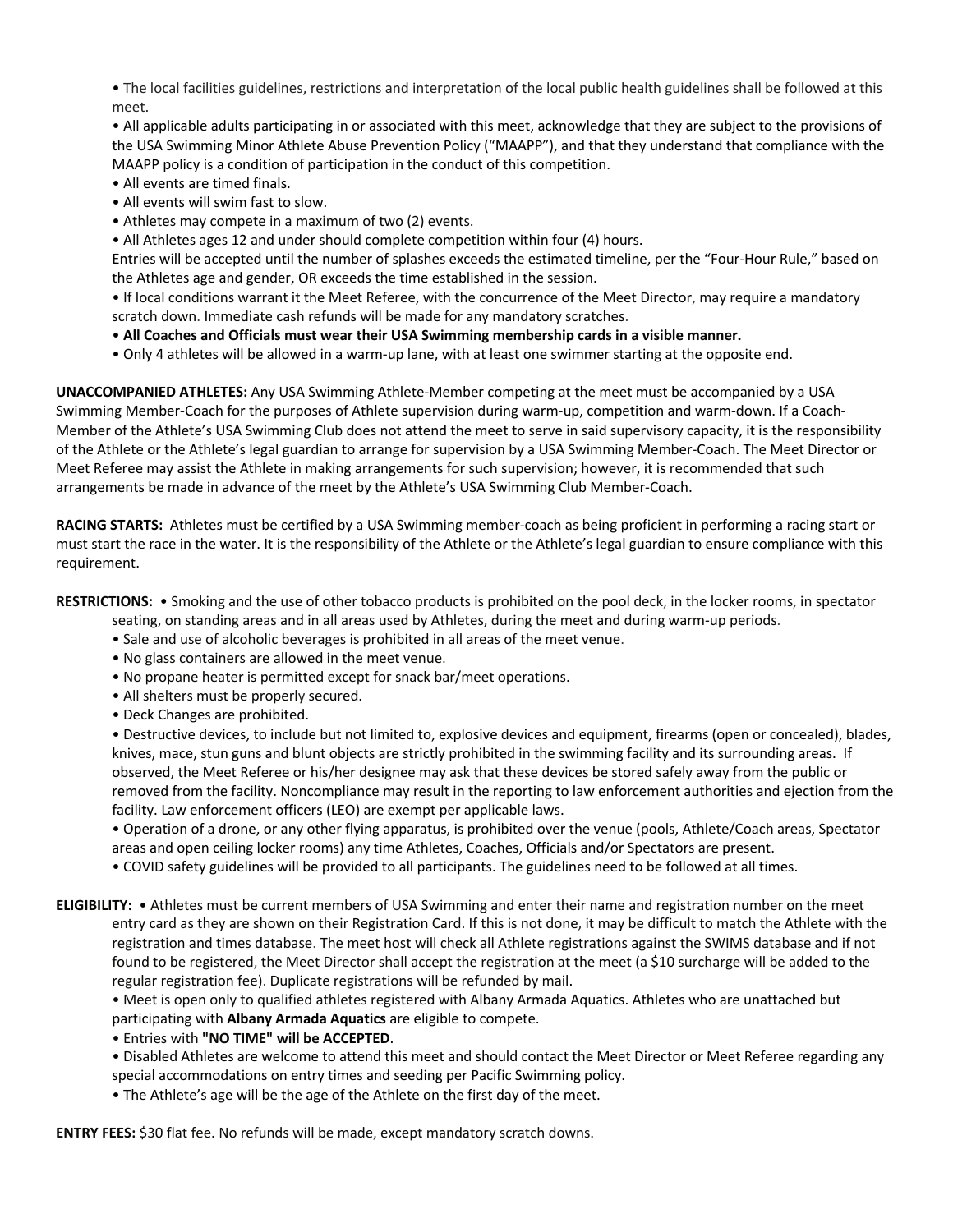- The local facilities guidelines, restrictions and interpretation of the local public health guidelines shall be followed at this meet.
- All applicable adults participating in or associated with this meet, acknowledge that they are subject to the provisions of the USA Swimming Minor Athlete Abuse Prevention Policy ("MAAPP"), and that they understand that compliance with the MAAPP policy is a condition of participation in the conduct of this competition.
- All events are timed finals.
- All events will swim fast to slow.
- Athletes may compete in a maximum of two (2) events.
- All Athletes ages 12 and under should complete competition within four (4) hours.

  Entries will be accepted until the number of splashes exceeds the estimated timeline, per the "Four-Hour Rule," based on the Athletes age and gender, OR exceeds the time established in the session.
- If local conditions warrant it the Meet Referee, with the concurrence of the Meet Director, may require a mandatory scratch down. Immediate cash refunds will be made for any mandatory scratches.
- **All Coaches and Officials must wear their USA Swimming membership cards in a visible manner.**
- Only 4 athletes will be allowed in a warm-up lane, with at least one swimmer starting at the opposite end.

**UNACCOMPANIED ATHLETES:** Any USA Swimming Athlete-Member competing at the meet must be accompanied by a USA Swimming Member-Coach for the purposes of Athlete supervision during warm-up, competition and warm-down. If a Coach-Member of the Athlete's USA Swimming Club does not attend the meet to serve in said supervisory capacity, it is the responsibility of the Athlete or the Athlete's legal guardian to arrange for supervision by a USA Swimming Member-Coach. The Meet Director or Meet Referee may assist the Athlete in making arrangements for such supervision; however, it is recommended that such arrangements be made in advance of the meet by the Athlete's USA Swimming Club Member-Coach.

**RACING STARTS:** Athletes must be certified by a USA Swimming member-coach as being proficient in performing a racing start or must start the race in the water. It is the responsibility of the Athlete or the Athlete's legal guardian to ensure compliance with this requirement.

**RESTRICTIONS:**

- Smoking and the use of other tobacco products is prohibited on the pool deck, in the locker rooms, in spectator seating, on standing areas and in all areas used by Athletes, during the meet and during warm-up periods.
- Sale and use of alcoholic beverages is prohibited in all areas of the meet venue.
- No glass containers are allowed in the meet venue.
- No propane heater is permitted except for snack bar/meet operations.
- All shelters must be properly secured.
- Deck Changes are prohibited.
- Destructive devices, to include but not limited to, explosive devices and equipment, firearms (open or concealed), blades, knives, mace, stun guns and blunt objects are strictly prohibited in the swimming facility and its surrounding areas. If observed, the Meet Referee or his/her designee may ask that these devices be stored safely away from the public or removed from the facility. Noncompliance may result in the reporting to law enforcement authorities and ejection from the facility. Law enforcement officers (LEO) are exempt per applicable laws.
- Operation of a drone, or any other flying apparatus, is prohibited over the venue (pools, Athlete/Coach areas, Spectator areas and open ceiling locker rooms) any time Athletes, Coaches, Officials and/or Spectators are present.
- COVID safety guidelines will be provided to all participants. The guidelines need to be followed at all times.

**ELIGIBILITY:**

- Athletes must be current members of USA Swimming and enter their name and registration number on the meet entry card as they are shown on their Registration Card. If this is not done, it may be difficult to match the Athlete with the registration and times database. The meet host will check all Athlete registrations against the SWIMS database and if not found to be registered, the Meet Director shall accept the registration at the meet (a $10 surcharge will be added to the regular registration fee). Duplicate registrations will be refunded by mail.
- Meet is open only to qualified athletes registered with Albany Armada Aquatics. Athletes who are unattached but participating with **Albany Armada Aquatics** are eligible to compete.
- Entries with **"NO TIME" will be ACCEPTED**.
- Disabled Athletes are welcome to attend this meet and should contact the Meet Director or Meet Referee regarding any special accommodations on entry times and seeding per Pacific Swimming policy.
- The Athlete's age will be the age of the Athlete on the first day of the meet.

**ENTRY FEES:** $30 flat fee. No refunds will be made, except mandatory scratch downs.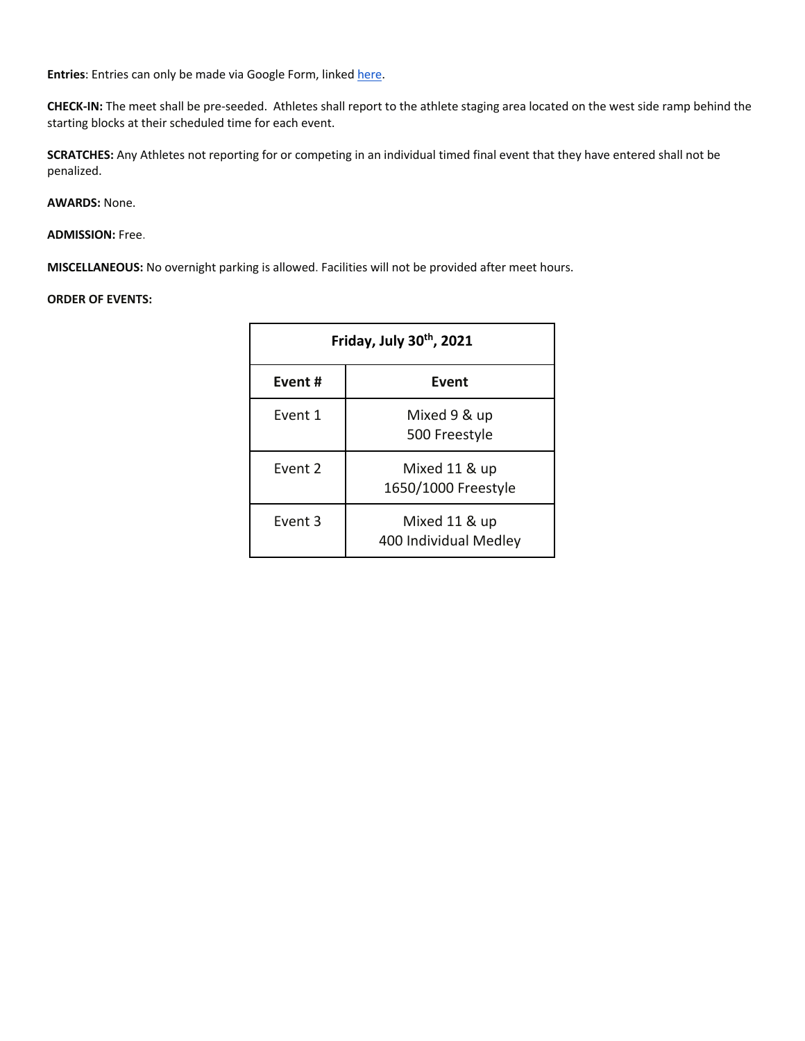**Entries**: Entries can only be made via Google Form, linked here.

**CHECK-IN:** The meet shall be pre-seeded. Athletes shall report to the athlete staging area located on the west side ramp behind the starting blocks at their scheduled time for each event.

**SCRATCHES:** Any Athletes not reporting for or competing in an individual timed final event that they have entered shall not be penalized.

**AWARDS:** None.

**ADMISSION:** Free.

**MISCELLANEOUS:** No overnight parking is allowed. Facilities will not be provided after meet hours.

**ORDER OF EVENTS:**

| Friday, July 30th, 2021 | |
|---|---|
| **Event #** | **Event** |
| Event 1 | Mixed 9 & up<br>500 Freestyle |
| Event 2 | Mixed 11 & up<br>1650/1000 Freestyle |
| Event 3 | Mixed 11 & up<br>400 Individual Medley |